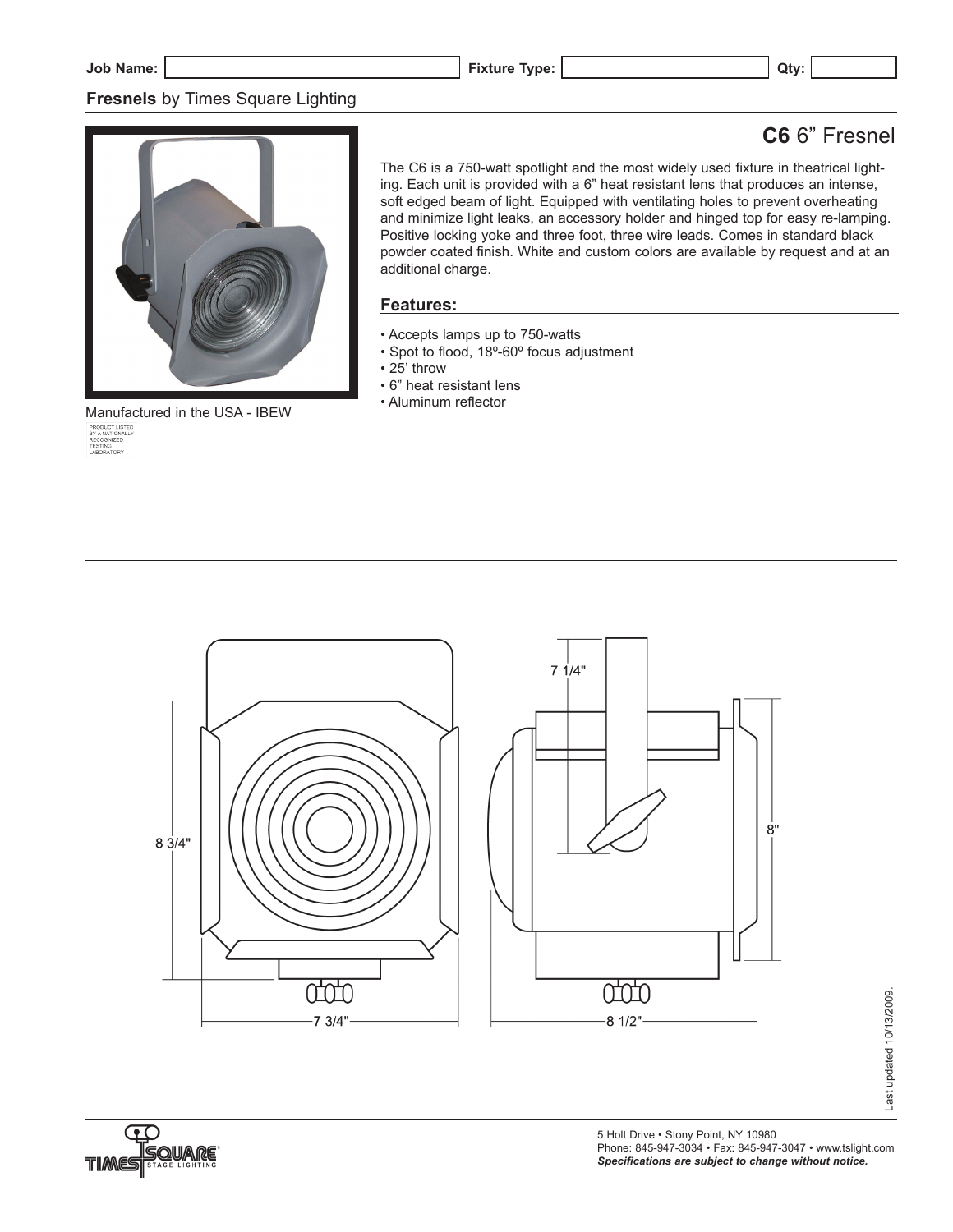Job Name: | Fixture Type: | Qty:

**Fresnels** by Times Square Lighting

# **C6** 6" Fresnel

The C6 is a 750-watt spotlight and the most widely used fixture in theatrical lighting. Each unit is provided with a 6" heat resistant lens that produces an intense, soft edged beam of light. Equipped with ventilating holes to prevent overheating and minimize light leaks, an accessory holder and hinged top for easy re-lamping. Positive locking yoke and three foot, three wire leads. Comes in standard black powder coated finish. White and custom colors are available by request and at an additional charge.

## Features:

- Accepts lamps up to 750-watts
- Spot to flood, 18º-60º focus adjustment
- 25' throw
- 6" heat resistant lens
- Aluminum reflector

Manufactured in the USA - IBEW

PRODUCT LISTED BY A NATIONALLY RECOGNIZED TESTING LABORATORY

8 3/4"

7 3/4"

7 1/4"

8"

8 1/2"

Last updated 10/13/2009.

5 Holt Drive • Stony Point, NY 10980
Phone: 845-947-3034 • Fax: 845-947-3047 • www.tslight.com
***Specifications are subject to change without notice.***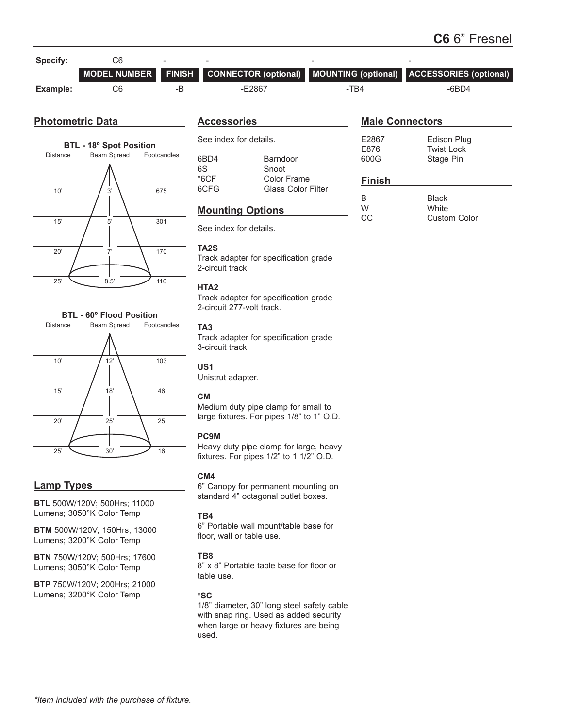# C6 6" Fresnel

| Specify: | C6 | - | - | - | - |
|---|---|---|---|---|---|
| | MODEL NUMBER | FINISH | CONNECTOR (optional) | MOUNTING (optional) | ACCESSORIES (optional) |
| Example: | C6 | -B | -E2867 | -TB4 | -6BD4 |

## Photometric Data

**BTL - 18º Spot Position**

Distance Beam Spread Footcandles

10' 3' 675

15' 5' 301

20' 7' 170

25' 8.5' 110

**BTL - 60º Flood Position**

Distance Beam Spread Footcandles

10' 12' 103

15' 18' 46

20' 25' 25

25' 30' 16

## Lamp Types

**BTL** 500W/120V; 500Hrs; 11000 Lumens; 3050°K Color Temp

**BTM** 500W/120V; 150Hrs; 13000 Lumens; 3200°K Color Temp

**BTN** 750W/120V; 500Hrs; 17600 Lumens; 3050°K Color Temp

**BTP** 750W/120V; 200Hrs; 21000 Lumens; 3200°K Color Temp

## Accessories

See index for details.

| | |
|---|---|
| 6BD4 | Barndoor |
| 6S | Snoot |
| *6CF | Color Frame |
| 6CFG | Glass Color Filter |

## Mounting Options

See index for details.

**TA2S**
Track adapter for specification grade 2-circuit track.

**HTA2**
Track adapter for specification grade 2-circuit 277-volt track.

**TA3**
Track adapter for specification grade 3-circuit track.

**US1**
Unistrut adapter.

**CM**
Medium duty pipe clamp for small to large fixtures. For pipes 1/8" to 1" O.D.

**PC9M**
Heavy duty pipe clamp for large, heavy fixtures. For pipes 1/2" to 1 1/2" O.D.

**CM4**
6" Canopy for permanent mounting on standard 4" octagonal outlet boxes.

**TB4**
6" Portable wall mount/table base for floor, wall or table use.

**TB8**
8" x 8" Portable table base for floor or table use.

***SC**
1/8" diameter, 30" long steel safety cable with snap ring. Used as added security when large or heavy fixtures are being used.

## Male Connectors

| | |
|---|---|
| E2867 | Edison Plug |
| E876 | Twist Lock |
| 600G | Stage Pin |

## Finish

| | |
|---|---|
| B | Black |
| W | White |
| CC | Custom Color |

*\*Item included with the purchase of fixture.*